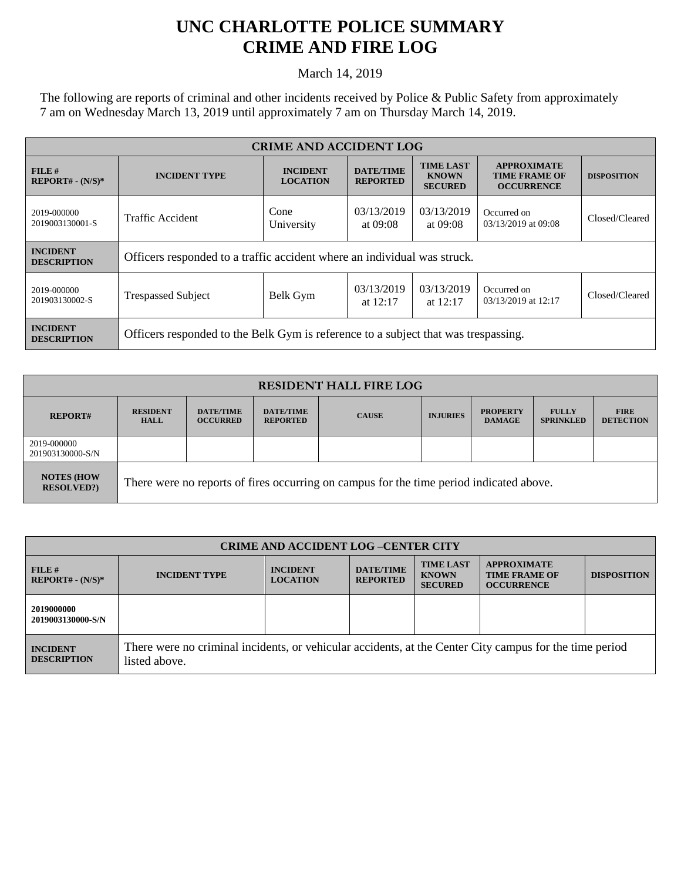# UNC CHARLOTTE POLICE SUMMARY
# CRIME AND FIRE LOG

March 14, 2019

The following are reports of criminal and other incidents received by Police & Public Safety from approximately 7 am on Wednesday March 13, 2019 until approximately 7 am on Thursday March 14, 2019.

| CRIME AND ACCIDENT LOG | | | | | | |
|---|---|---|---|---|---|---|
| **FILE # REPORT# - (N/S)*** | **INCIDENT TYPE** | **INCIDENT LOCATION** | **DATE/TIME REPORTED** | **TIME LAST KNOWN SECURED** | **APPROXIMATE TIME FRAME OF OCCURRENCE** | **DISPOSITION** |
| 2019-000000 2019003130001-S | Traffic Accident | Cone University | 03/13/2019 at 09:08 | 03/13/2019 at 09:08 | Occurred on 03/13/2019 at 09:08 | Closed/Cleared |
| **INCIDENT DESCRIPTION** | Officers responded to a traffic accident where an individual was struck. | | | | | |
| 2019-000000 201903130002-S | Trespassed Subject | Belk Gym | 03/13/2019 at 12:17 | 03/13/2019 at 12:17 | Occurred on 03/13/2019 at 12:17 | Closed/Cleared |
| **INCIDENT DESCRIPTION** | Officers responded to the Belk Gym is reference to a subject that was trespassing. | | | | | |

| RESIDENT HALL FIRE LOG | | | | | | | | |
|---|---|---|---|---|---|---|---|---|
| **REPORT#** | **RESIDENT HALL** | **DATE/TIME OCCURRED** | **DATE/TIME REPORTED** | **CAUSE** | **INJURIES** | **PROPERTY DAMAGE** | **FULLY SPRINKLED** | **FIRE DETECTION** |
| 2019-000000 201903130000-S/N | | | | | | | | |
| **NOTES (HOW RESOLVED?)** | There were no reports of fires occurring on campus for the time period indicated above. | | | | | | | |

| CRIME AND ACCIDENT LOG –CENTER CITY | | | | | | |
|---|---|---|---|---|---|---|
| **FILE # REPORT# - (N/S)*** | **INCIDENT TYPE** | **INCIDENT LOCATION** | **DATE/TIME REPORTED** | **TIME LAST KNOWN SECURED** | **APPROXIMATE TIME FRAME OF OCCURRENCE** | **DISPOSITION** |
| **2019000000 2019003130000-S/N** | | | | | | |
| **INCIDENT DESCRIPTION** | There were no criminal incidents, or vehicular accidents, at the Center City campus for the time period listed above. | | | | | |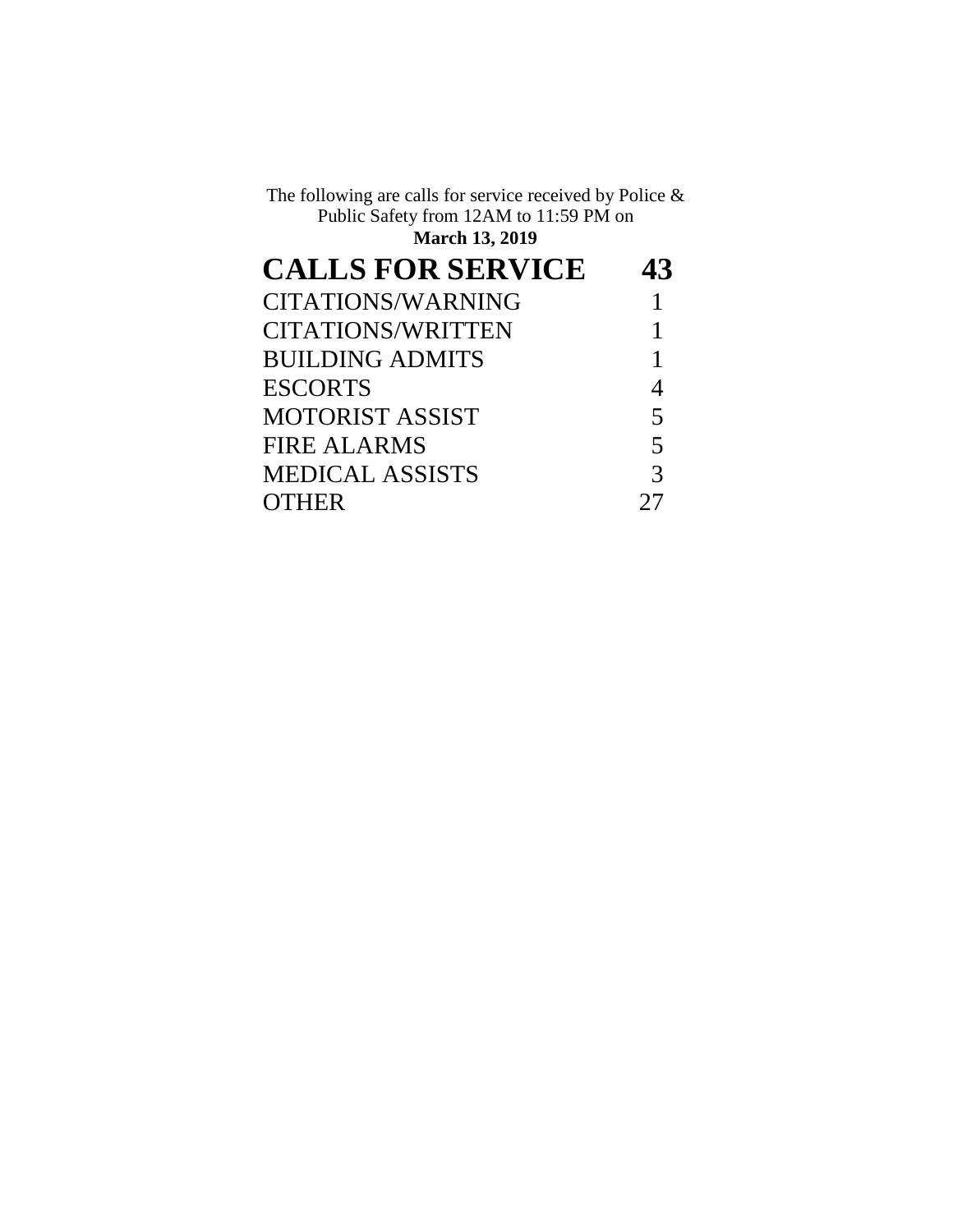The following are calls for service received by Police & Public Safety from 12AM to 11:59 PM on

**March 13, 2019**

| | |
|---|---|
| **CALLS FOR SERVICE** | **43** |
| CITATIONS/WARNING | 1 |
| CITATIONS/WRITTEN | 1 |
| BUILDING ADMITS | 1 |
| ESCORTS | 4 |
| MOTORIST ASSIST | 5 |
| FIRE ALARMS | 5 |
| MEDICAL ASSISTS | 3 |
| OTHER | 27 |